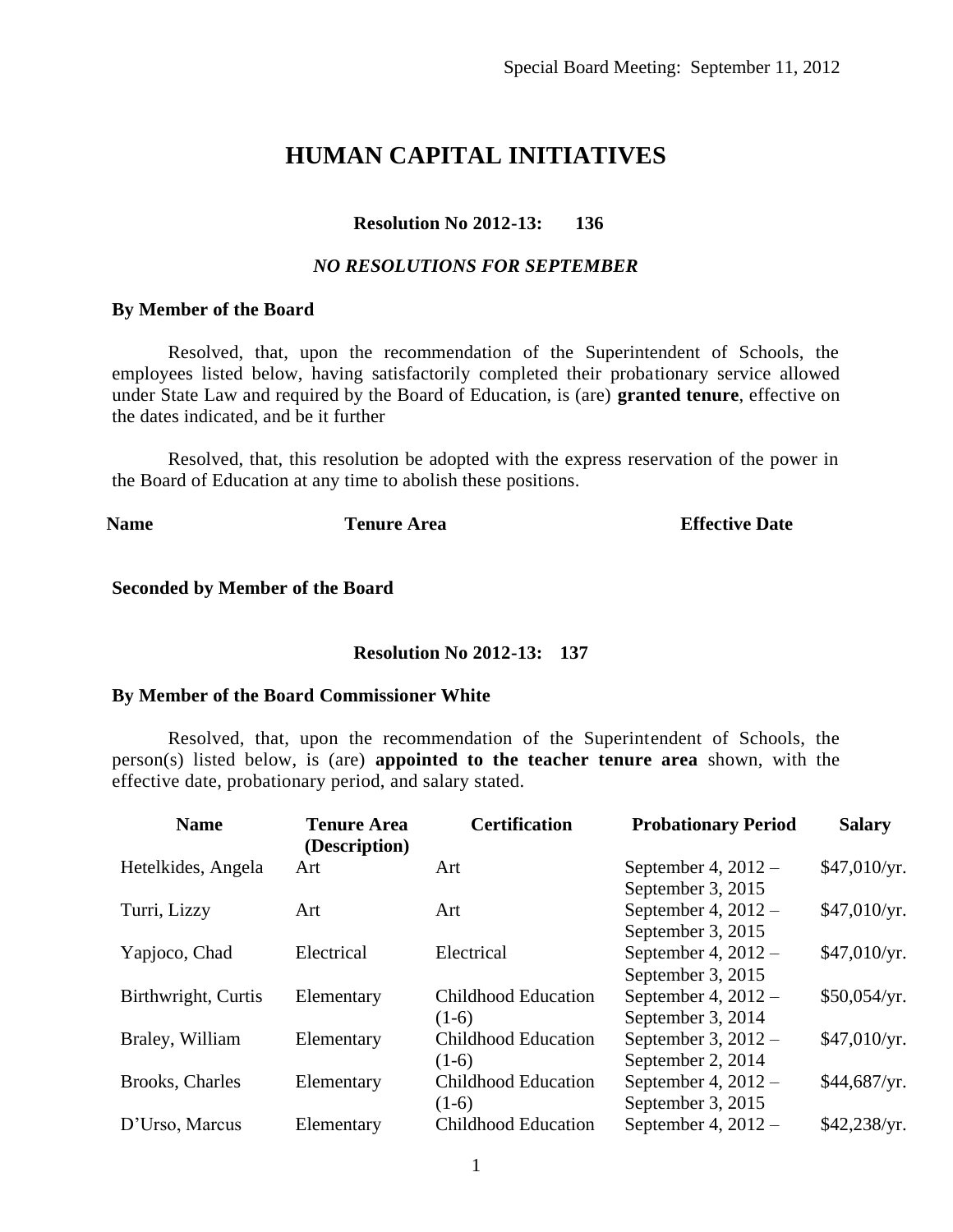Special Board Meeting: September 11, 2012

# HUMAN CAPITAL INITIATIVES

**Resolution No 2012-13: 136**

***NO RESOLUTIONS FOR SEPTEMBER***

**By Member of the Board**

Resolved, that, upon the recommendation of the Superintendent of Schools, the employees listed below, having satisfactorily completed their probationary service allowed under State Law and required by the Board of Education, is (are) **granted tenure**, effective on the dates indicated, and be it further

Resolved, that, this resolution be adopted with the express reservation of the power in the Board of Education at any time to abolish these positions.

| Name | Tenure Area | Effective Date |
|---|---|---|

**Seconded by Member of the Board**

**Resolution No 2012-13: 137**

**By Member of the Board Commissioner White**

Resolved, that, upon the recommendation of the Superintendent of Schools, the person(s) listed below, is (are) **appointed to the teacher tenure area** shown, with the effective date, probationary period, and salary stated.

| Name | Tenure Area (Description) | Certification | Probationary Period | Salary |
|---|---|---|---|---|
| Hetelkides, Angela | Art | Art | September 4, 2012 – September 3, 2015 | $47,010/yr. |
| Turri, Lizzy | Art | Art | September 4, 2012 – September 3, 2015 | $47,010/yr. |
| Yapjoco, Chad | Electrical | Electrical | September 4, 2012 – September 3, 2015 | $47,010/yr. |
| Birthwright, Curtis | Elementary | Childhood Education (1-6) | September 4, 2012 – September 3, 2014 | $50,054/yr. |
| Braley, William | Elementary | Childhood Education (1-6) | September 3, 2012 – September 2, 2014 | $47,010/yr. |
| Brooks, Charles | Elementary | Childhood Education (1-6) | September 4, 2012 – September 3, 2015 | $44,687/yr. |
| D'Urso, Marcus | Elementary | Childhood Education | September 4, 2012 – | $42,238/yr. |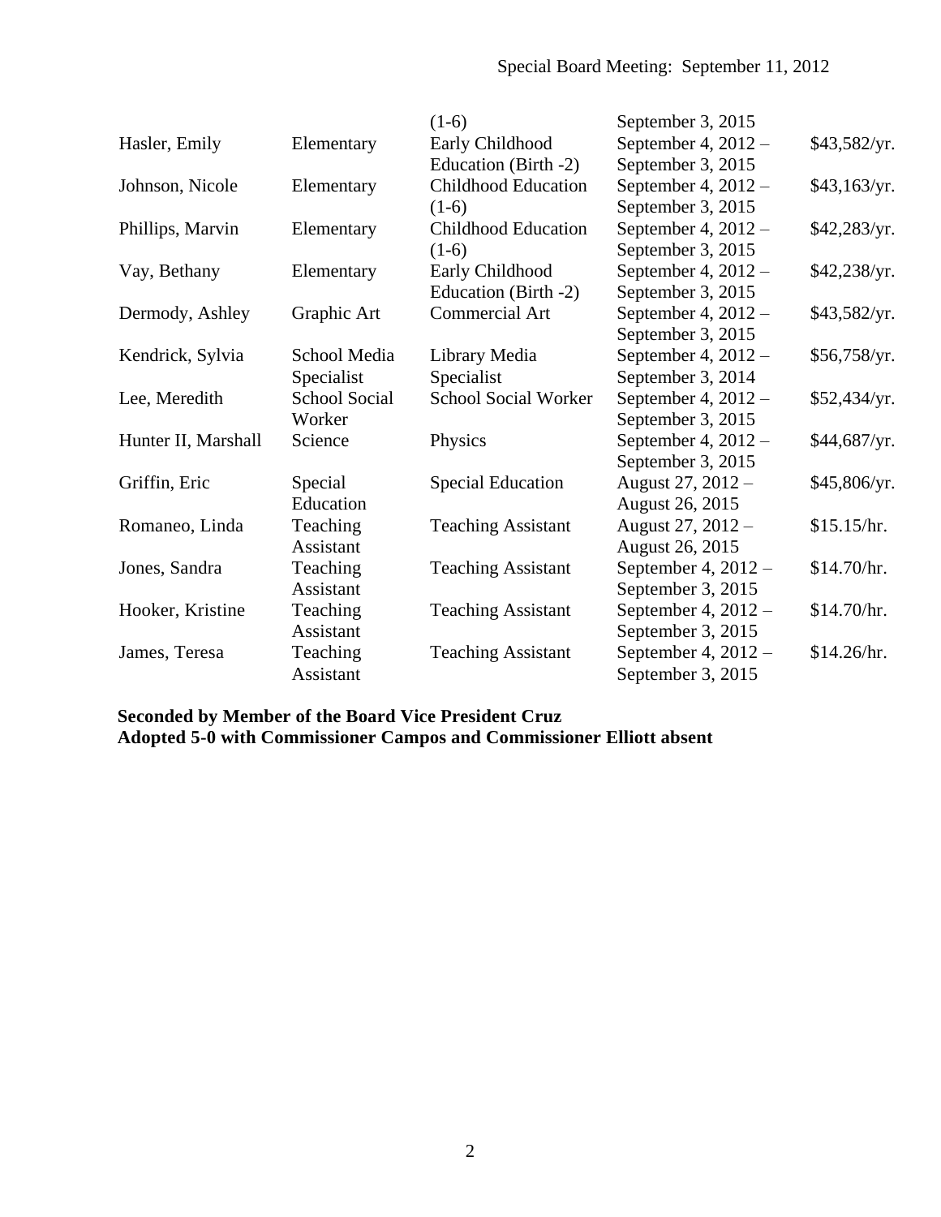| | | | | |
|---|---|---|---|---|
| | | (1-6) | September 3, 2015 | |
| Hasler, Emily | Elementary | Early Childhood Education (Birth -2) | September 4, 2012 – September 3, 2015 | $43,582/yr. |
| Johnson, Nicole | Elementary | Childhood Education (1-6) | September 4, 2012 – September 3, 2015 | $43,163/yr. |
| Phillips, Marvin | Elementary | Childhood Education (1-6) | September 4, 2012 – September 3, 2015 | $42,283/yr. |
| Vay, Bethany | Elementary | Early Childhood Education (Birth -2) | September 4, 2012 – September 3, 2015 | $42,238/yr. |
| Dermody, Ashley | Graphic Art | Commercial Art | September 4, 2012 – September 3, 2015 | $43,582/yr. |
| Kendrick, Sylvia | School Media Specialist | Library Media Specialist | September 4, 2012 – September 3, 2014 | $56,758/yr. |
| Lee, Meredith | School Social Worker | School Social Worker | September 4, 2012 – September 3, 2015 | $52,434/yr. |
| Hunter II, Marshall | Science | Physics | September 4, 2012 – September 3, 2015 | $44,687/yr. |
| Griffin, Eric | Special Education | Special Education | August 27, 2012 – August 26, 2015 | $45,806/yr. |
| Romaneo, Linda | Teaching Assistant | Teaching Assistant | August 27, 2012 – August 26, 2015 | $15.15/hr. |
| Jones, Sandra | Teaching Assistant | Teaching Assistant | September 4, 2012 – September 3, 2015 | $14.70/hr. |
| Hooker, Kristine | Teaching Assistant | Teaching Assistant | September 4, 2012 – September 3, 2015 | $14.70/hr. |
| James, Teresa | Teaching Assistant | Teaching Assistant | September 4, 2012 – September 3, 2015 | $14.26/hr. |

**Seconded by Member of the Board Vice President Cruz**
**Adopted 5-0 with Commissioner Campos and Commissioner Elliott absent**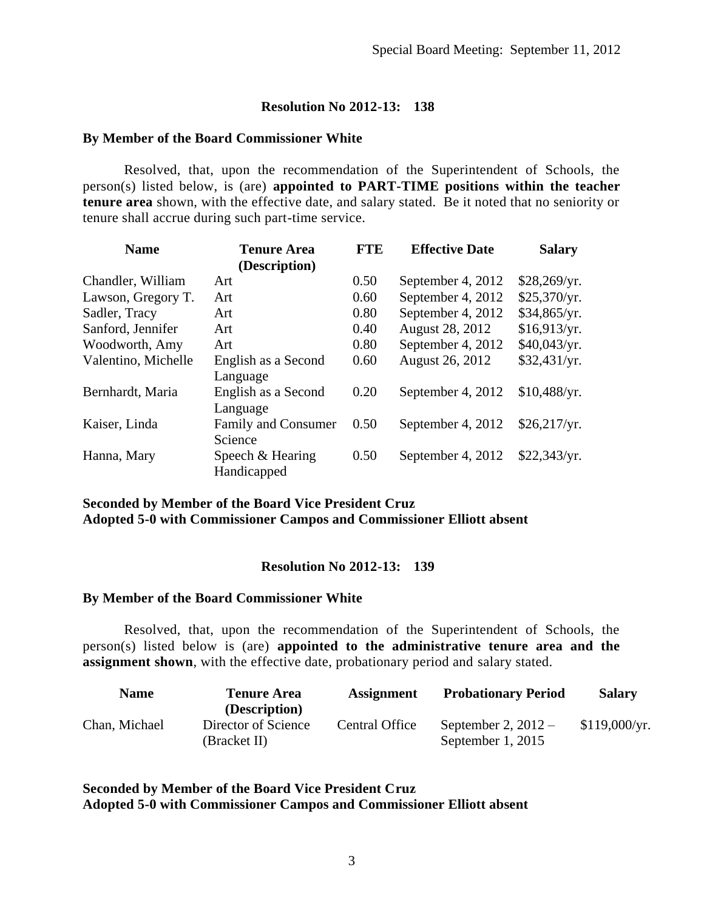## Resolution No 2012-13: 138

**By Member of the Board Commissioner White**

Resolved, that, upon the recommendation of the Superintendent of Schools, the person(s) listed below, is (are) **appointed to PART-TIME positions within the teacher tenure area** shown, with the effective date, and salary stated. Be it noted that no seniority or tenure shall accrue during such part-time service.

| Name | Tenure Area (Description) | FTE | Effective Date | Salary |
|---|---|---|---|---|
| Chandler, William | Art | 0.50 | September 4, 2012 | $28,269/yr. |
| Lawson, Gregory T. | Art | 0.60 | September 4, 2012 | $25,370/yr. |
| Sadler, Tracy | Art | 0.80 | September 4, 2012 | $34,865/yr. |
| Sanford, Jennifer | Art | 0.40 | August 28, 2012 | $16,913/yr. |
| Woodworth, Amy | Art | 0.80 | September 4, 2012 | $40,043/yr. |
| Valentino, Michelle | English as a Second Language | 0.60 | August 26, 2012 | $32,431/yr. |
| Bernhardt, Maria | English as a Second Language | 0.20 | September 4, 2012 | $10,488/yr. |
| Kaiser, Linda | Family and Consumer Science | 0.50 | September 4, 2012 | $26,217/yr. |
| Hanna, Mary | Speech & Hearing Handicapped | 0.50 | September 4, 2012 | $22,343/yr. |

**Seconded by Member of the Board Vice President Cruz**
**Adopted 5-0 with Commissioner Campos and Commissioner Elliott absent**

## Resolution No 2012-13: 139

**By Member of the Board Commissioner White**

Resolved, that, upon the recommendation of the Superintendent of Schools, the person(s) listed below is (are) **appointed to the administrative tenure area and the assignment shown**, with the effective date, probationary period and salary stated.

| Name | Tenure Area (Description) | Assignment | Probationary Period | Salary |
|---|---|---|---|---|
| Chan, Michael | Director of Science (Bracket II) | Central Office | September 2, 2012 – September 1, 2015 | $119,000/yr. |

**Seconded by Member of the Board Vice President Cruz**
**Adopted 5-0 with Commissioner Campos and Commissioner Elliott absent**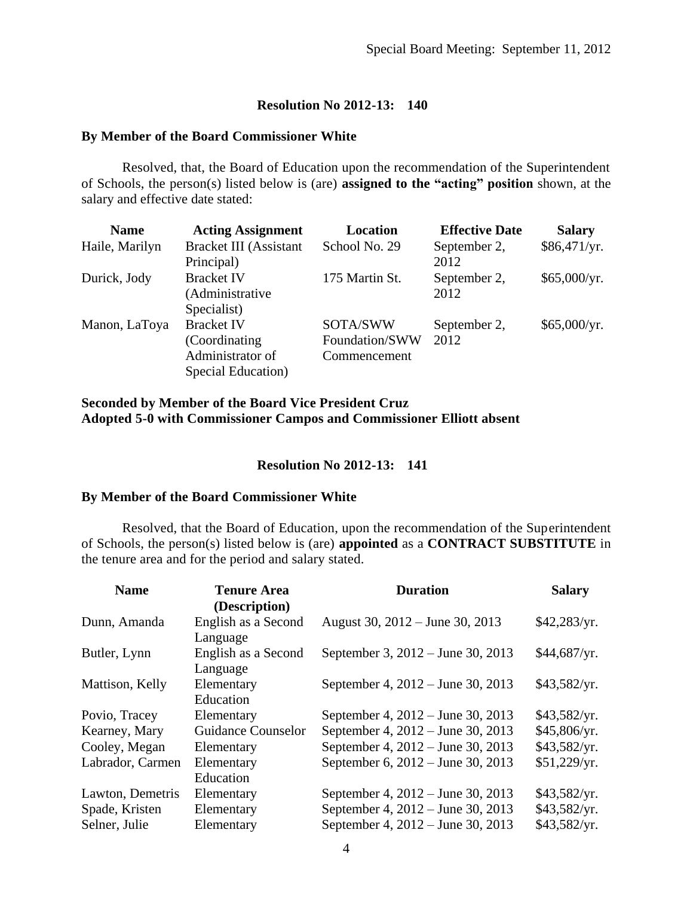### Resolution No 2012-13: 140

**By Member of the Board Commissioner White**

Resolved, that, the Board of Education upon the recommendation of the Superintendent of Schools, the person(s) listed below is (are) **assigned to the "acting" position** shown, at the salary and effective date stated:

| Name | Acting Assignment | Location | Effective Date | Salary |
|---|---|---|---|---|
| Haile, Marilyn | Bracket III (Assistant Principal) | School No. 29 | September 2, 2012 | $86,471/yr. |
| Durick, Jody | Bracket IV (Administrative Specialist) | 175 Martin St. | September 2, 2012 | $65,000/yr. |
| Manon, LaToya | Bracket IV (Coordinating Administrator of Special Education) | SOTA/SWW Foundation/SWW Commencement | September 2, 2012 | $65,000/yr. |

**Seconded by Member of the Board Vice President Cruz**
**Adopted 5-0 with Commissioner Campos and Commissioner Elliott absent**

### Resolution No 2012-13: 141

**By Member of the Board Commissioner White**

Resolved, that the Board of Education, upon the recommendation of the Superintendent of Schools, the person(s) listed below is (are) **appointed** as a **CONTRACT SUBSTITUTE** in the tenure area and for the period and salary stated.

| Name | Tenure Area (Description) | Duration | Salary |
|---|---|---|---|
| Dunn, Amanda | English as a Second Language | August 30, 2012 – June 30, 2013 | $42,283/yr. |
| Butler, Lynn | English as a Second Language | September 3, 2012 – June 30, 2013 | $44,687/yr. |
| Mattison, Kelly | Elementary Education | September 4, 2012 – June 30, 2013 | $43,582/yr. |
| Povio, Tracey | Elementary | September 4, 2012 – June 30, 2013 | $43,582/yr. |
| Kearney, Mary | Guidance Counselor | September 4, 2012 – June 30, 2013 | $45,806/yr. |
| Cooley, Megan | Elementary | September 4, 2012 – June 30, 2013 | $43,582/yr. |
| Labrador, Carmen | Elementary Education | September 6, 2012 – June 30, 2013 | $51,229/yr. |
| Lawton, Demetris | Elementary | September 4, 2012 – June 30, 2013 | $43,582/yr. |
| Spade, Kristen | Elementary | September 4, 2012 – June 30, 2013 | $43,582/yr. |
| Selner, Julie | Elementary | September 4, 2012 – June 30, 2013 | $43,582/yr. |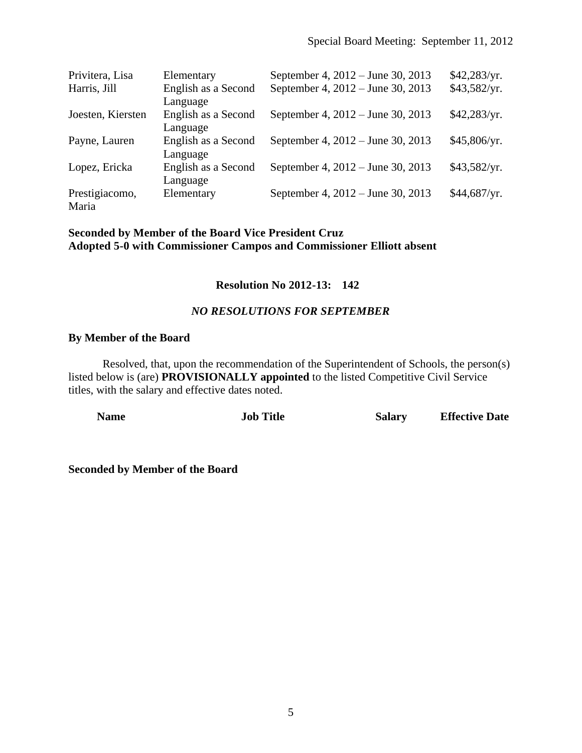| | | | |
|---|---|---|---|
| Privitera, Lisa | Elementary | September 4, 2012 – June 30, 2013 | $42,283/yr. |
| Harris, Jill | English as a Second Language | September 4, 2012 – June 30, 2013 | $43,582/yr. |
| Joesten, Kiersten | English as a Second Language | September 4, 2012 – June 30, 2013 | $42,283/yr. |
| Payne, Lauren | English as a Second Language | September 4, 2012 – June 30, 2013 | $45,806/yr. |
| Lopez, Ericka | English as a Second Language | September 4, 2012 – June 30, 2013 | $43,582/yr. |
| Prestigiacomo, Maria | Elementary | September 4, 2012 – June 30, 2013 | $44,687/yr. |

**Seconded by Member of the Board Vice President Cruz**
**Adopted 5-0 with Commissioner Campos and Commissioner Elliott absent**

**Resolution No 2012-13: 142**

***NO RESOLUTIONS FOR SEPTEMBER***

**By Member of the Board**

Resolved, that, upon the recommendation of the Superintendent of Schools, the person(s) listed below is (are) **PROVISIONALLY appointed** to the listed Competitive Civil Service titles, with the salary and effective dates noted.

| Name | Job Title | Salary | Effective Date |
|---|---|---|---|

**Seconded by Member of the Board**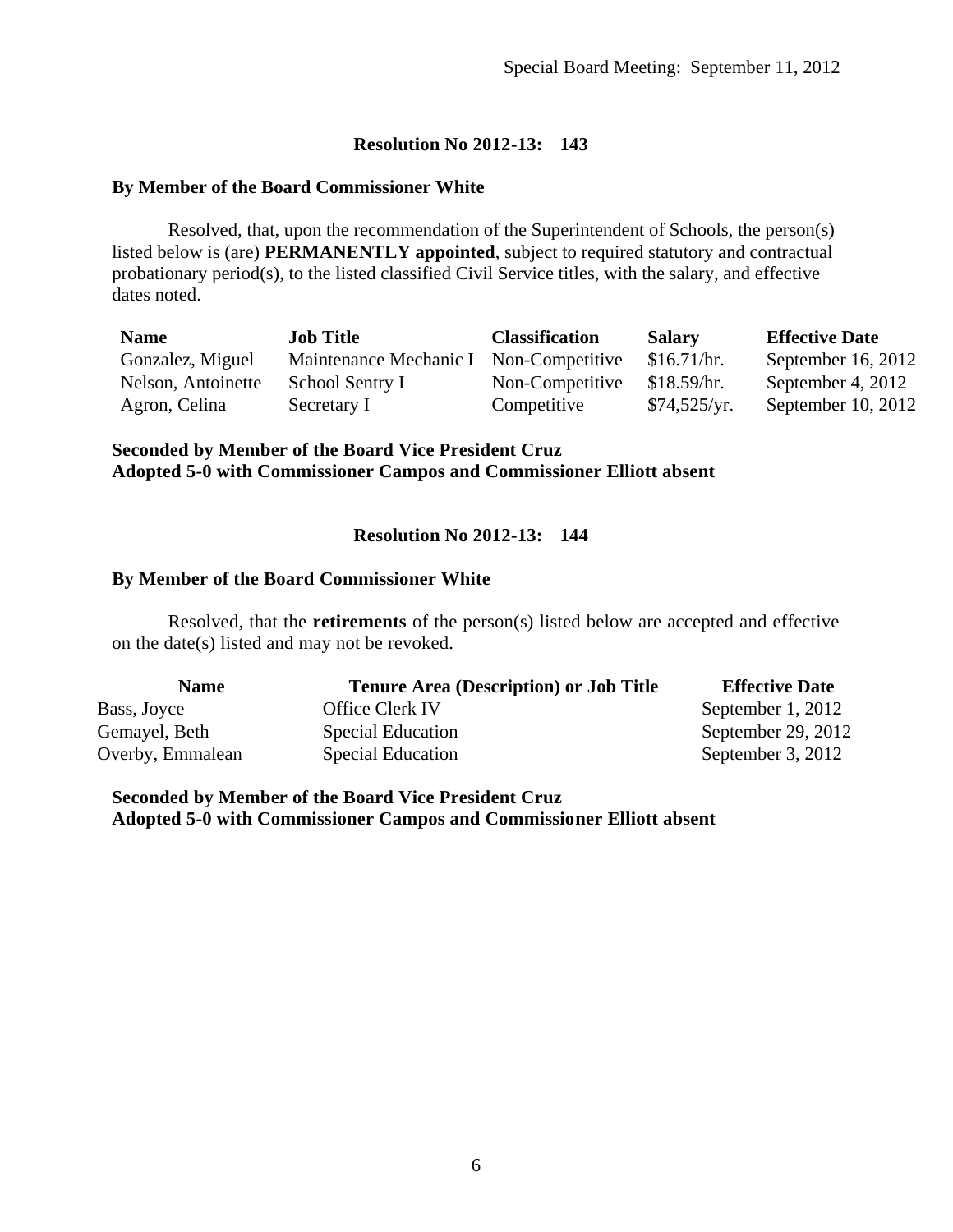Special Board Meeting: September 11, 2012

**Resolution No 2012-13: 143**

**By Member of the Board Commissioner White**

Resolved, that, upon the recommendation of the Superintendent of Schools, the person(s) listed below is (are) **PERMANENTLY appointed**, subject to required statutory and contractual probationary period(s), to the listed classified Civil Service titles, with the salary, and effective dates noted.

| **Name** | **Job Title** | **Classification** | **Salary** | **Effective Date** |
|---|---|---|---|---|
| Gonzalez, Miguel | Maintenance Mechanic I | Non-Competitive | $16.71/hr. | September 16, 2012 |
| Nelson, Antoinette | School Sentry I | Non-Competitive | $18.59/hr. | September 4, 2012 |
| Agron, Celina | Secretary I | Competitive | $74,525/yr. | September 10, 2012 |

**Seconded by Member of the Board Vice President Cruz**
**Adopted 5-0 with Commissioner Campos and Commissioner Elliott absent**

**Resolution No 2012-13: 144**

**By Member of the Board Commissioner White**

Resolved, that the **retirements** of the person(s) listed below are accepted and effective on the date(s) listed and may not be revoked.

| **Name** | **Tenure Area (Description) or Job Title** | **Effective Date** |
|---|---|---|
| Bass, Joyce | Office Clerk IV | September 1, 2012 |
| Gemayel, Beth | Special Education | September 29, 2012 |
| Overby, Emmalean | Special Education | September 3, 2012 |

**Seconded by Member of the Board Vice President Cruz**
**Adopted 5-0 with Commissioner Campos and Commissioner Elliott absent**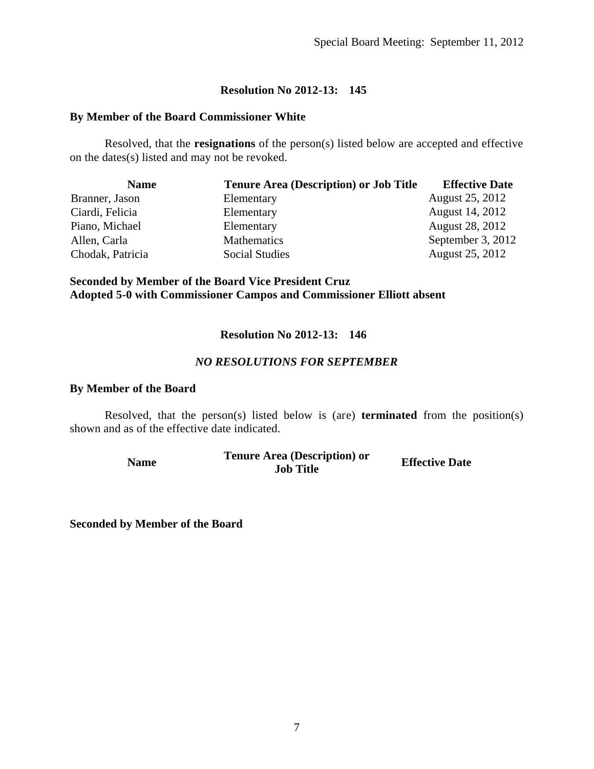Special Board Meeting: September 11, 2012

**Resolution No 2012-13: 145**

**By Member of the Board Commissioner White**

Resolved, that the **resignations** of the person(s) listed below are accepted and effective on the dates(s) listed and may not be revoked.

| Name | Tenure Area (Description) or Job Title | Effective Date |
|---|---|---|
| Branner, Jason | Elementary | August 25, 2012 |
| Ciardi, Felicia | Elementary | August 14, 2012 |
| Piano, Michael | Elementary | August 28, 2012 |
| Allen, Carla | Mathematics | September 3, 2012 |
| Chodak, Patricia | Social Studies | August 25, 2012 |

**Seconded by Member of the Board Vice President Cruz**
**Adopted 5-0 with Commissioner Campos and Commissioner Elliott absent**

**Resolution No 2012-13: 146**

***NO RESOLUTIONS FOR SEPTEMBER***

**By Member of the Board**

Resolved, that the person(s) listed below is (are) **terminated** from the position(s) shown and as of the effective date indicated.

| Name | Tenure Area (Description) or Job Title | Effective Date |
|---|---|---|

**Seconded by Member of the Board**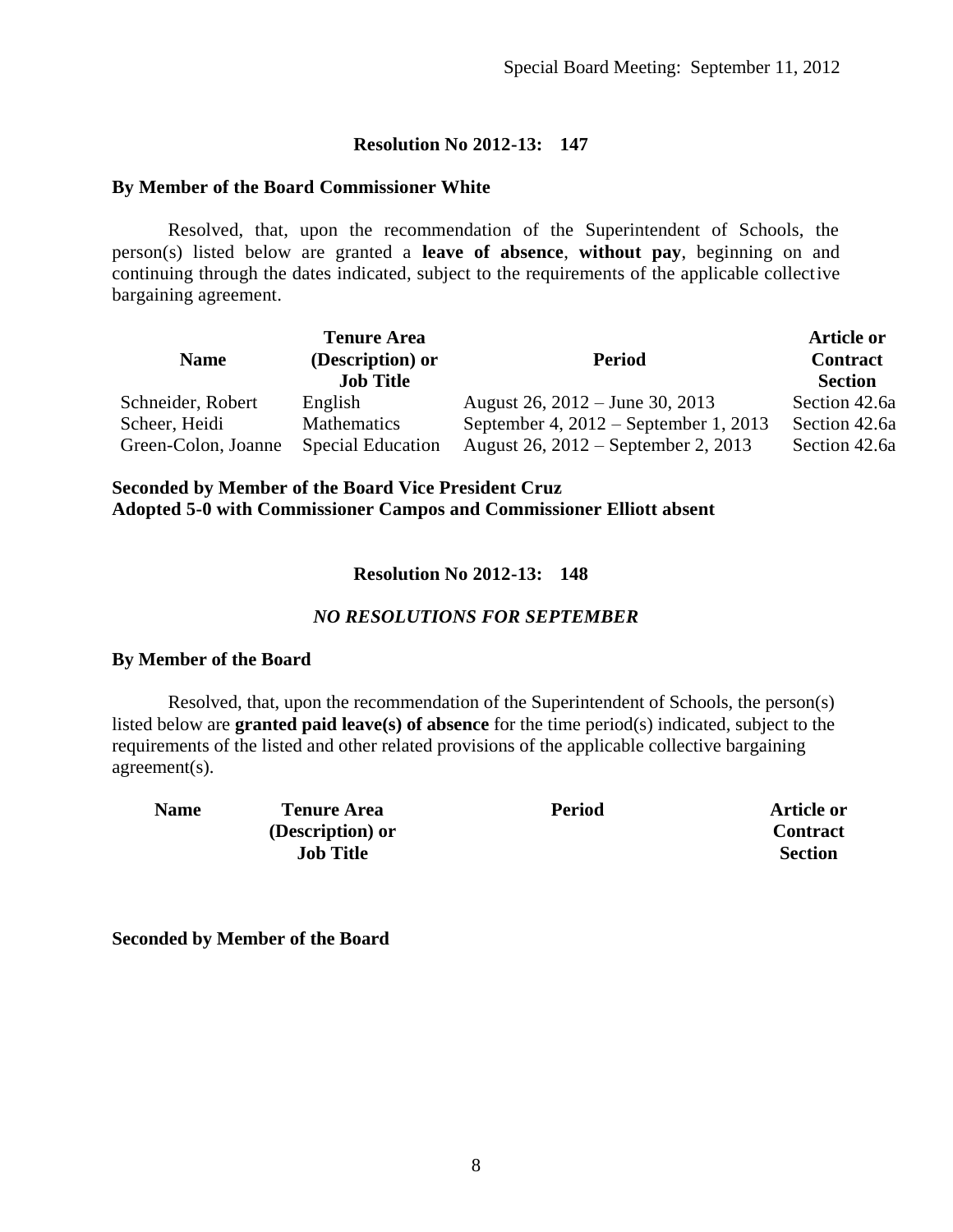Special Board Meeting: September 11, 2012

### Resolution No 2012-13: 147

**By Member of the Board Commissioner White**

Resolved, that, upon the recommendation of the Superintendent of Schools, the person(s) listed below are granted a **leave of absence**, **without pay**, beginning on and continuing through the dates indicated, subject to the requirements of the applicable collective bargaining agreement.

| Name | Tenure Area (Description) or Job Title | Period | Article or Contract Section |
|---|---|---|---|
| Schneider, Robert | English | August 26, 2012 – June 30, 2013 | Section 42.6a |
| Scheer, Heidi | Mathematics | September 4, 2012 – September 1, 2013 | Section 42.6a |
| Green-Colon, Joanne | Special Education | August 26, 2012 – September 2, 2013 | Section 42.6a |

**Seconded by Member of the Board Vice President Cruz**
**Adopted 5-0 with Commissioner Campos and Commissioner Elliott absent**

### Resolution No 2012-13: 148

***NO RESOLUTIONS FOR SEPTEMBER***

**By Member of the Board**

Resolved, that, upon the recommendation of the Superintendent of Schools, the person(s) listed below are **granted paid leave(s) of absence** for the time period(s) indicated, subject to the requirements of the listed and other related provisions of the applicable collective bargaining agreement(s).

| Name | Tenure Area (Description) or Job Title | Period | Article or Contract Section |
|---|---|---|---|

**Seconded by Member of the Board**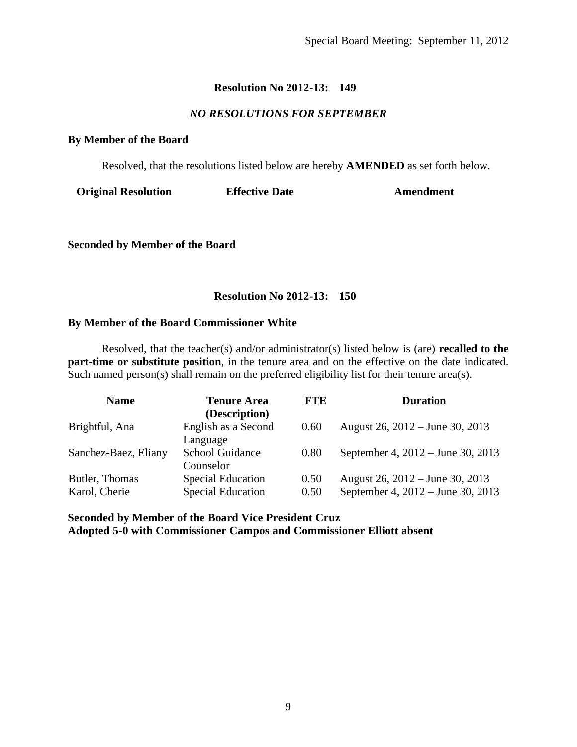### Resolution No 2012-13: 149

*NO RESOLUTIONS FOR SEPTEMBER*

**By Member of the Board**

Resolved, that the resolutions listed below are hereby **AMENDED** as set forth below.

| Original Resolution | Effective Date | Amendment |
|---|---|---|

**Seconded by Member of the Board**

### Resolution No 2012-13: 150

**By Member of the Board Commissioner White**

Resolved, that the teacher(s) and/or administrator(s) listed below is (are) **recalled to the part-time or substitute position**, in the tenure area and on the effective on the date indicated. Such named person(s) shall remain on the preferred eligibility list for their tenure area(s).

| Name | Tenure Area (Description) | FTE | Duration |
|---|---|---|---|
| Brightful, Ana | English as a Second Language | 0.60 | August 26, 2012 – June 30, 2013 |
| Sanchez-Baez, Eliany | School Guidance Counselor | 0.80 | September 4, 2012 – June 30, 2013 |
| Butler, Thomas | Special Education | 0.50 | August 26, 2012 – June 30, 2013 |
| Karol, Cherie | Special Education | 0.50 | September 4, 2012 – June 30, 2013 |

**Seconded by Member of the Board Vice President Cruz**
**Adopted 5-0 with Commissioner Campos and Commissioner Elliott absent**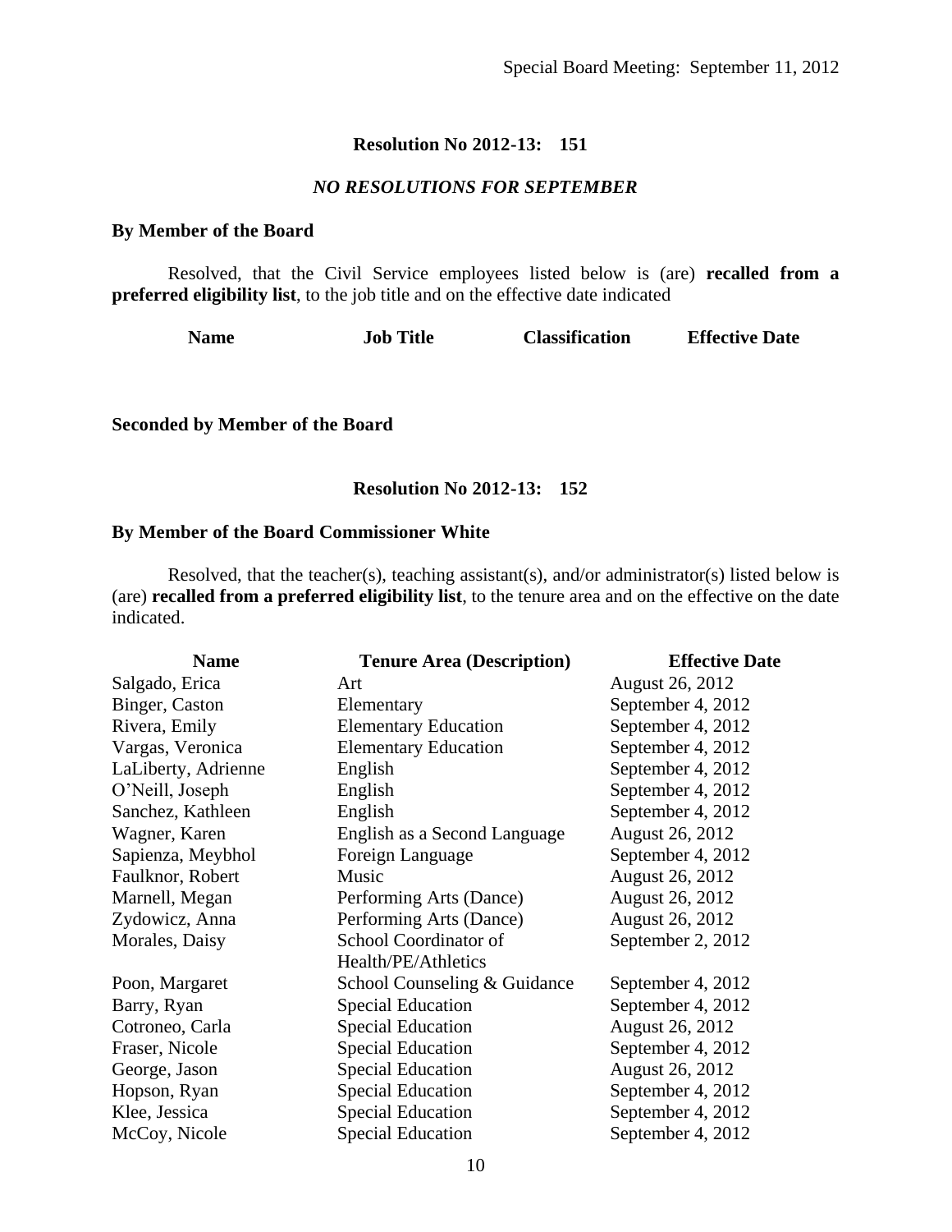### Resolution No 2012-13: 151

***NO RESOLUTIONS FOR SEPTEMBER***

**By Member of the Board**

Resolved, that the Civil Service employees listed below is (are) **recalled from a preferred eligibility list**, to the job title and on the effective date indicated

| Name | Job Title | Classification | Effective Date |
|---|---|---|---|

**Seconded by Member of the Board**

### Resolution No 2012-13: 152

**By Member of the Board Commissioner White**

Resolved, that the teacher(s), teaching assistant(s), and/or administrator(s) listed below is (are) **recalled from a preferred eligibility list**, to the tenure area and on the effective on the date indicated.

| Name | Tenure Area (Description) | Effective Date |
|---|---|---|
| Salgado, Erica | Art | August 26, 2012 |
| Binger, Caston | Elementary | September 4, 2012 |
| Rivera, Emily | Elementary Education | September 4, 2012 |
| Vargas, Veronica | Elementary Education | September 4, 2012 |
| LaLiberty, Adrienne | English | September 4, 2012 |
| O'Neill, Joseph | English | September 4, 2012 |
| Sanchez, Kathleen | English | September 4, 2012 |
| Wagner, Karen | English as a Second Language | August 26, 2012 |
| Sapienza, Meybhol | Foreign Language | September 4, 2012 |
| Faulknor, Robert | Music | August 26, 2012 |
| Marnell, Megan | Performing Arts (Dance) | August 26, 2012 |
| Zydowicz, Anna | Performing Arts (Dance) | August 26, 2012 |
| Morales, Daisy | School Coordinator of Health/PE/Athletics | September 2, 2012 |
| Poon, Margaret | School Counseling & Guidance | September 4, 2012 |
| Barry, Ryan | Special Education | September 4, 2012 |
| Cotroneo, Carla | Special Education | August 26, 2012 |
| Fraser, Nicole | Special Education | September 4, 2012 |
| George, Jason | Special Education | August 26, 2012 |
| Hopson, Ryan | Special Education | September 4, 2012 |
| Klee, Jessica | Special Education | September 4, 2012 |
| McCoy, Nicole | Special Education | September 4, 2012 |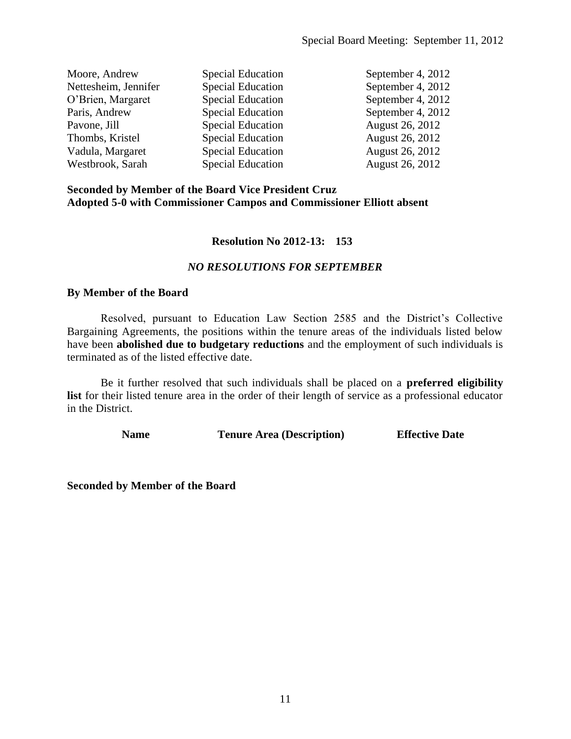| | | |
|---|---|---|
| Moore, Andrew | Special Education | September 4, 2012 |
| Nettesheim, Jennifer | Special Education | September 4, 2012 |
| O'Brien, Margaret | Special Education | September 4, 2012 |
| Paris, Andrew | Special Education | September 4, 2012 |
| Pavone, Jill | Special Education | August 26, 2012 |
| Thombs, Kristel | Special Education | August 26, 2012 |
| Vadula, Margaret | Special Education | August 26, 2012 |
| Westbrook, Sarah | Special Education | August 26, 2012 |

**Seconded by Member of the Board Vice President Cruz**
**Adopted 5-0 with Commissioner Campos and Commissioner Elliott absent**

**Resolution No 2012-13: 153**

***NO RESOLUTIONS FOR SEPTEMBER***

**By Member of the Board**

Resolved, pursuant to Education Law Section 2585 and the District's Collective Bargaining Agreements, the positions within the tenure areas of the individuals listed below have been **abolished due to budgetary reductions** and the employment of such individuals is terminated as of the listed effective date.

Be it further resolved that such individuals shall be placed on a **preferred eligibility list** for their listed tenure area in the order of their length of service as a professional educator in the District.

| Name | Tenure Area (Description) | Effective Date |
|---|---|---|

**Seconded by Member of the Board**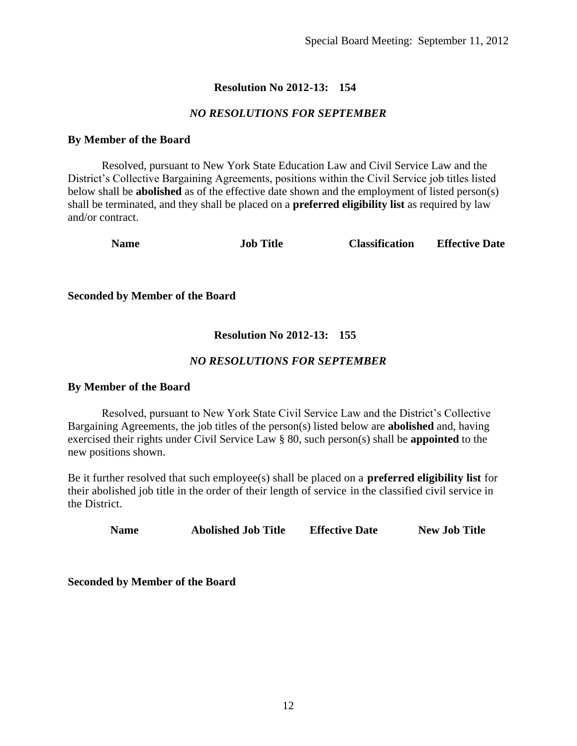### Resolution No 2012-13: 154

*NO RESOLUTIONS FOR SEPTEMBER*

**By Member of the Board**

Resolved, pursuant to New York State Education Law and Civil Service Law and the District's Collective Bargaining Agreements, positions within the Civil Service job titles listed below shall be **abolished** as of the effective date shown and the employment of listed person(s) shall be terminated, and they shall be placed on a **preferred eligibility list** as required by law and/or contract.

| Name | Job Title | Classification | Effective Date |
|---|---|---|---|

**Seconded by Member of the Board**

### Resolution No 2012-13: 155

*NO RESOLUTIONS FOR SEPTEMBER*

**By Member of the Board**

Resolved, pursuant to New York State Civil Service Law and the District's Collective Bargaining Agreements, the job titles of the person(s) listed below are **abolished** and, having exercised their rights under Civil Service Law § 80, such person(s) shall be **appointed** to the new positions shown.

Be it further resolved that such employee(s) shall be placed on a **preferred eligibility list** for their abolished job title in the order of their length of service in the classified civil service in the District.

| Name | Abolished Job Title | Effective Date | New Job Title |
|---|---|---|---|

**Seconded by Member of the Board**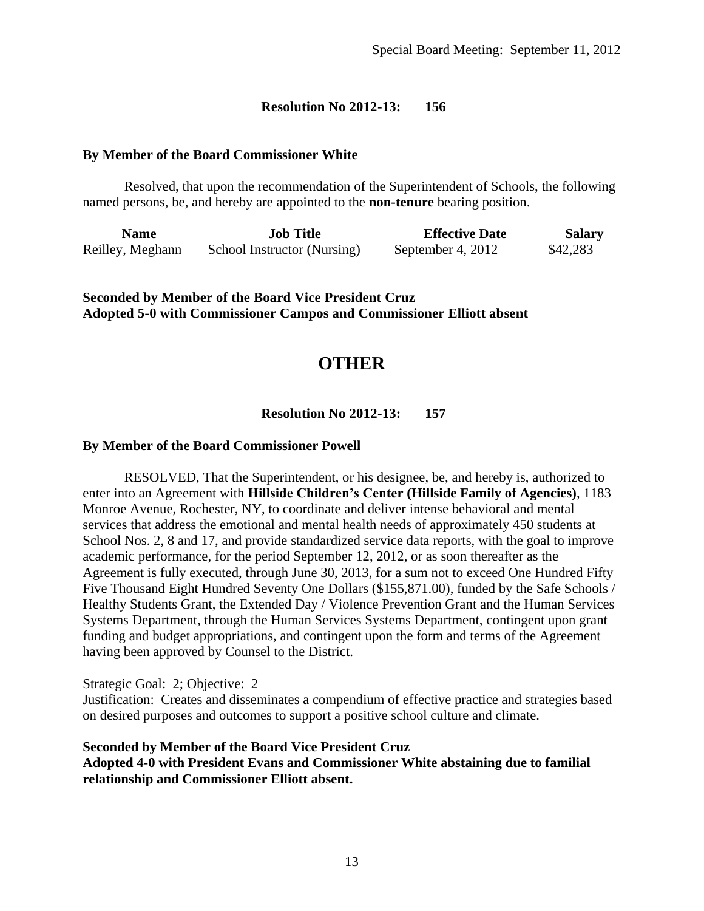Special Board Meeting: September 11, 2012

**Resolution No 2012-13: 156**

**By Member of the Board Commissioner White**

Resolved, that upon the recommendation of the Superintendent of Schools, the following named persons, be, and hereby are appointed to the **non-tenure** bearing position.

| Name | Job Title | Effective Date | Salary |
|---|---|---|---|
| Reilley, Meghann | School Instructor (Nursing) | September 4, 2012 | $42,283 |

**Seconded by Member of the Board Vice President Cruz**
**Adopted 5-0 with Commissioner Campos and Commissioner Elliott absent**

# OTHER

**Resolution No 2012-13: 157**

**By Member of the Board Commissioner Powell**

RESOLVED, That the Superintendent, or his designee, be, and hereby is, authorized to enter into an Agreement with **Hillside Children's Center (Hillside Family of Agencies)**, 1183 Monroe Avenue, Rochester, NY, to coordinate and deliver intense behavioral and mental services that address the emotional and mental health needs of approximately 450 students at School Nos. 2, 8 and 17, and provide standardized service data reports, with the goal to improve academic performance, for the period September 12, 2012, or as soon thereafter as the Agreement is fully executed, through June 30, 2013, for a sum not to exceed One Hundred Fifty Five Thousand Eight Hundred Seventy One Dollars ($155,871.00), funded by the Safe Schools / Healthy Students Grant, the Extended Day / Violence Prevention Grant and the Human Services Systems Department, through the Human Services Systems Department, contingent upon grant funding and budget appropriations, and contingent upon the form and terms of the Agreement having been approved by Counsel to the District.

Strategic Goal: 2; Objective: 2
Justification: Creates and disseminates a compendium of effective practice and strategies based on desired purposes and outcomes to support a positive school culture and climate.

**Seconded by Member of the Board Vice President Cruz**
**Adopted 4-0 with President Evans and Commissioner White abstaining due to familial relationship and Commissioner Elliott absent.**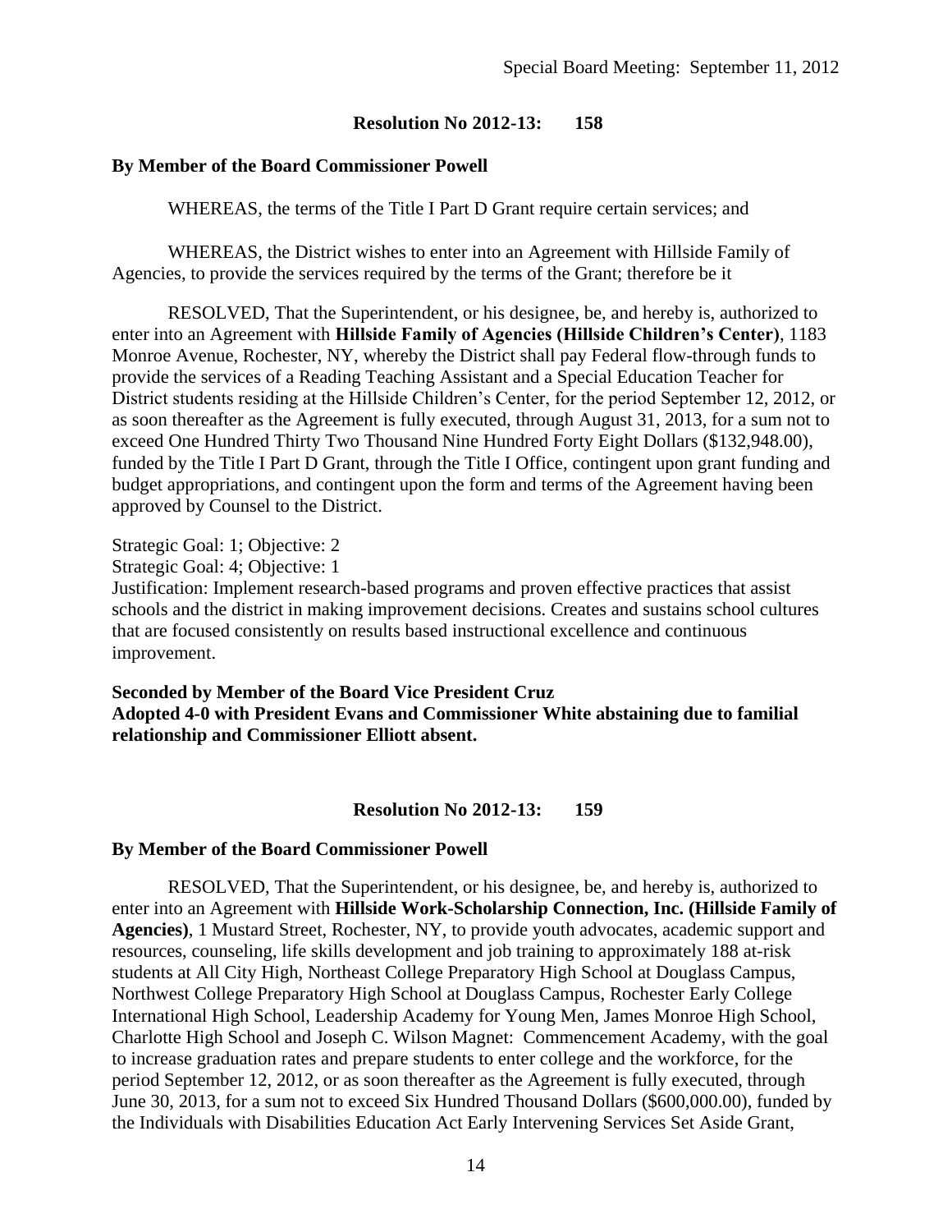**Resolution No 2012-13: 158**

**By Member of the Board Commissioner Powell**

WHEREAS, the terms of the Title I Part D Grant require certain services; and

WHEREAS, the District wishes to enter into an Agreement with Hillside Family of Agencies, to provide the services required by the terms of the Grant; therefore be it

RESOLVED, That the Superintendent, or his designee, be, and hereby is, authorized to enter into an Agreement with **Hillside Family of Agencies (Hillside Children's Center)**, 1183 Monroe Avenue, Rochester, NY, whereby the District shall pay Federal flow-through funds to provide the services of a Reading Teaching Assistant and a Special Education Teacher for District students residing at the Hillside Children's Center, for the period September 12, 2012, or as soon thereafter as the Agreement is fully executed, through August 31, 2013, for a sum not to exceed One Hundred Thirty Two Thousand Nine Hundred Forty Eight Dollars ($132,948.00), funded by the Title I Part D Grant, through the Title I Office, contingent upon grant funding and budget appropriations, and contingent upon the form and terms of the Agreement having been approved by Counsel to the District.

Strategic Goal: 1; Objective: 2
Strategic Goal: 4; Objective: 1
Justification: Implement research-based programs and proven effective practices that assist schools and the district in making improvement decisions. Creates and sustains school cultures that are focused consistently on results based instructional excellence and continuous improvement.

**Seconded by Member of the Board Vice President Cruz**
**Adopted 4-0 with President Evans and Commissioner White abstaining due to familial relationship and Commissioner Elliott absent.**

**Resolution No 2012-13: 159**

**By Member of the Board Commissioner Powell**

RESOLVED, That the Superintendent, or his designee, be, and hereby is, authorized to enter into an Agreement with **Hillside Work-Scholarship Connection, Inc. (Hillside Family of Agencies)**, 1 Mustard Street, Rochester, NY, to provide youth advocates, academic support and resources, counseling, life skills development and job training to approximately 188 at-risk students at All City High, Northeast College Preparatory High School at Douglass Campus, Northwest College Preparatory High School at Douglass Campus, Rochester Early College International High School, Leadership Academy for Young Men, James Monroe High School, Charlotte High School and Joseph C. Wilson Magnet: Commencement Academy, with the goal to increase graduation rates and prepare students to enter college and the workforce, for the period September 12, 2012, or as soon thereafter as the Agreement is fully executed, through June 30, 2013, for a sum not to exceed Six Hundred Thousand Dollars ($600,000.00), funded by the Individuals with Disabilities Education Act Early Intervening Services Set Aside Grant,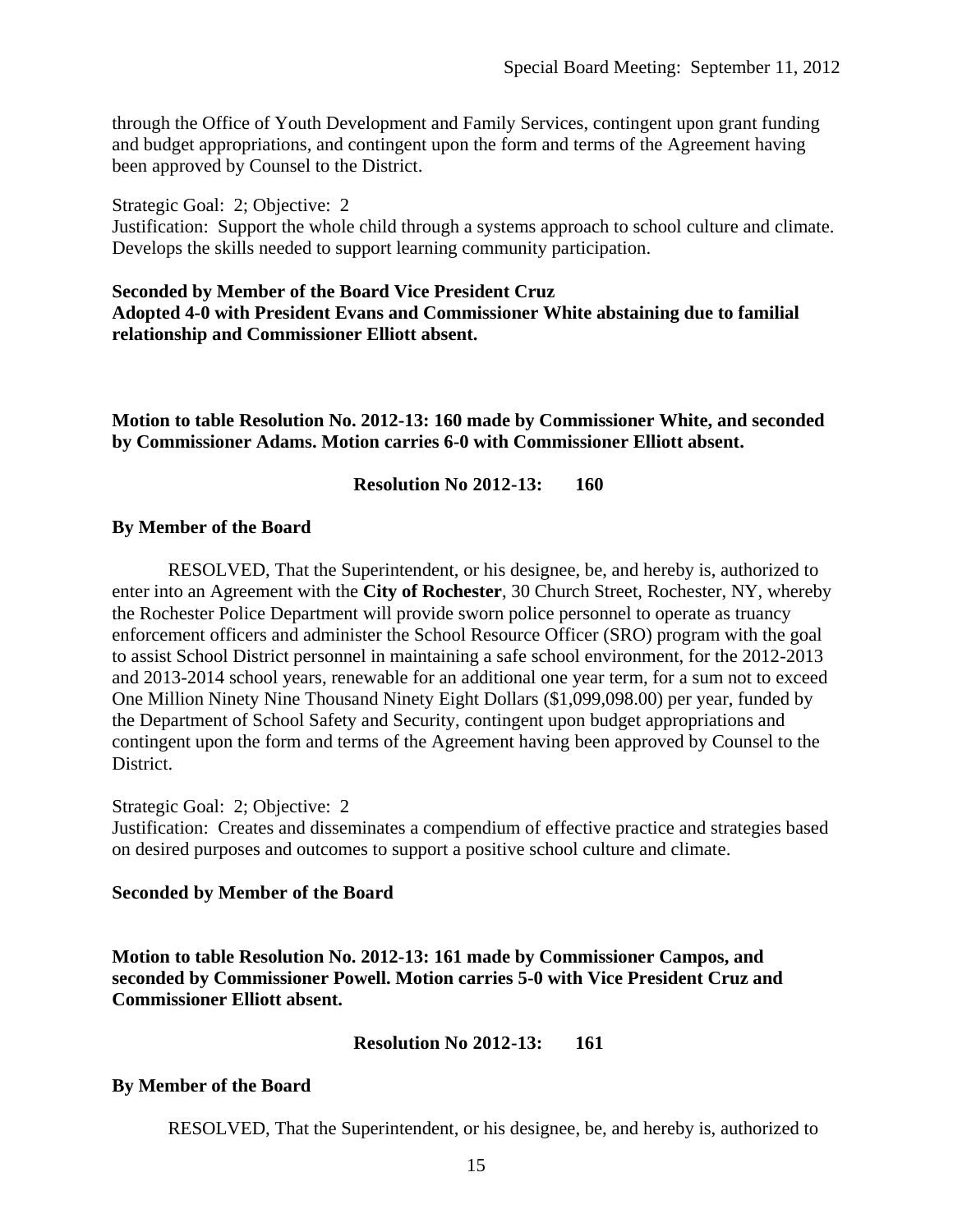through the Office of Youth Development and Family Services, contingent upon grant funding and budget appropriations, and contingent upon the form and terms of the Agreement having been approved by Counsel to the District.

Strategic Goal: 2; Objective: 2
Justification: Support the whole child through a systems approach to school culture and climate. Develops the skills needed to support learning community participation.

**Seconded by Member of the Board Vice President Cruz**
**Adopted 4-0 with President Evans and Commissioner White abstaining due to familial relationship and Commissioner Elliott absent.**

**Motion to table Resolution No. 2012-13: 160 made by Commissioner White, and seconded by Commissioner Adams. Motion carries 6-0 with Commissioner Elliott absent.**

**Resolution No 2012-13: 160**

**By Member of the Board**

RESOLVED, That the Superintendent, or his designee, be, and hereby is, authorized to enter into an Agreement with the **City of Rochester**, 30 Church Street, Rochester, NY, whereby the Rochester Police Department will provide sworn police personnel to operate as truancy enforcement officers and administer the School Resource Officer (SRO) program with the goal to assist School District personnel in maintaining a safe school environment, for the 2012-2013 and 2013-2014 school years, renewable for an additional one year term, for a sum not to exceed One Million Ninety Nine Thousand Ninety Eight Dollars ($1,099,098.00) per year, funded by the Department of School Safety and Security, contingent upon budget appropriations and contingent upon the form and terms of the Agreement having been approved by Counsel to the District.

Strategic Goal: 2; Objective: 2
Justification: Creates and disseminates a compendium of effective practice and strategies based on desired purposes and outcomes to support a positive school culture and climate.

**Seconded by Member of the Board**

**Motion to table Resolution No. 2012-13: 161 made by Commissioner Campos, and seconded by Commissioner Powell. Motion carries 5-0 with Vice President Cruz and Commissioner Elliott absent.**

**Resolution No 2012-13: 161**

**By Member of the Board**

RESOLVED, That the Superintendent, or his designee, be, and hereby is, authorized to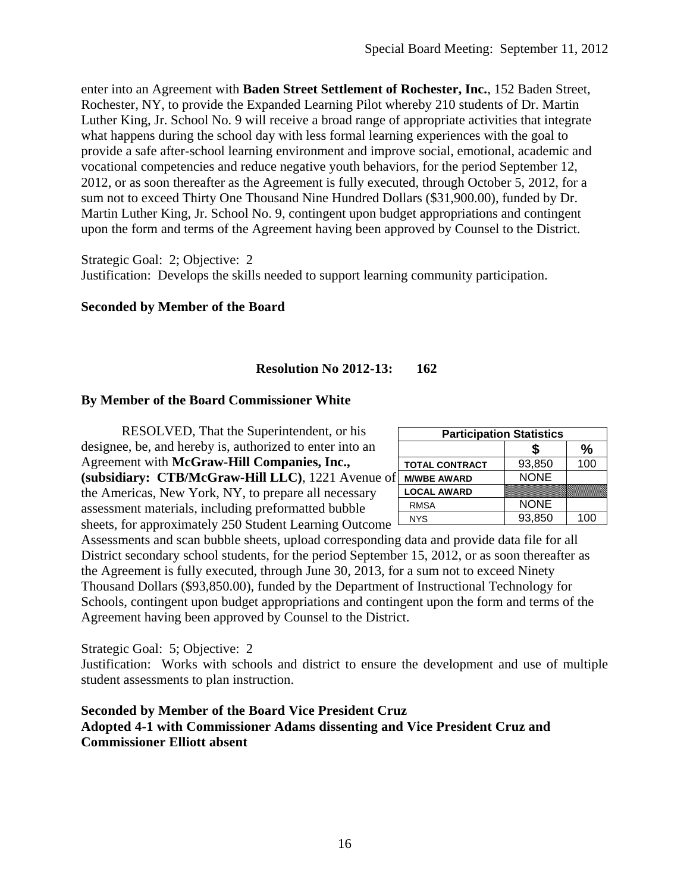enter into an Agreement with **Baden Street Settlement of Rochester, Inc.**, 152 Baden Street, Rochester, NY, to provide the Expanded Learning Pilot whereby 210 students of Dr. Martin Luther King, Jr. School No. 9 will receive a broad range of appropriate activities that integrate what happens during the school day with less formal learning experiences with the goal to provide a safe after-school learning environment and improve social, emotional, academic and vocational competencies and reduce negative youth behaviors, for the period September 12, 2012, or as soon thereafter as the Agreement is fully executed, through October 5, 2012, for a sum not to exceed Thirty One Thousand Nine Hundred Dollars ($31,900.00), funded by Dr. Martin Luther King, Jr. School No. 9, contingent upon budget appropriations and contingent upon the form and terms of the Agreement having been approved by Counsel to the District.

Strategic Goal: 2; Objective: 2
Justification: Develops the skills needed to support learning community participation.

**Seconded by Member of the Board**

**Resolution No 2012-13: 162**

**By Member of the Board Commissioner White**

RESOLVED, That the Superintendent, or his designee, be, and hereby is, authorized to enter into an Agreement with **McGraw-Hill Companies, Inc., (subsidiary: CTB/McGraw-Hill LLC)**, 1221 Avenue of the Americas, New York, NY, to prepare all necessary assessment materials, including preformatted bubble sheets, for approximately 250 Student Learning Outcome Assessments and scan bubble sheets, upload corresponding data and provide data file for all District secondary school students, for the period September 15, 2012, or as soon thereafter as the Agreement is fully executed, through June 30, 2013, for a sum not to exceed Ninety Thousand Dollars ($93,850.00), funded by the Department of Instructional Technology for Schools, contingent upon budget appropriations and contingent upon the form and terms of the Agreement having been approved by Counsel to the District.

| Participation Statistics | | |
|---|---|---|
| | $ | % |
| TOTAL CONTRACT | 93,850 | 100 |
| M/WBE AWARD | NONE | |
| LOCAL AWARD | | |
| RMSA | NONE | |
| NYS | 93,850 | 100 |

Strategic Goal: 5; Objective: 2
Justification: Works with schools and district to ensure the development and use of multiple student assessments to plan instruction.

**Seconded by Member of the Board Vice President Cruz**
**Adopted 4-1 with Commissioner Adams dissenting and Vice President Cruz and Commissioner Elliott absent**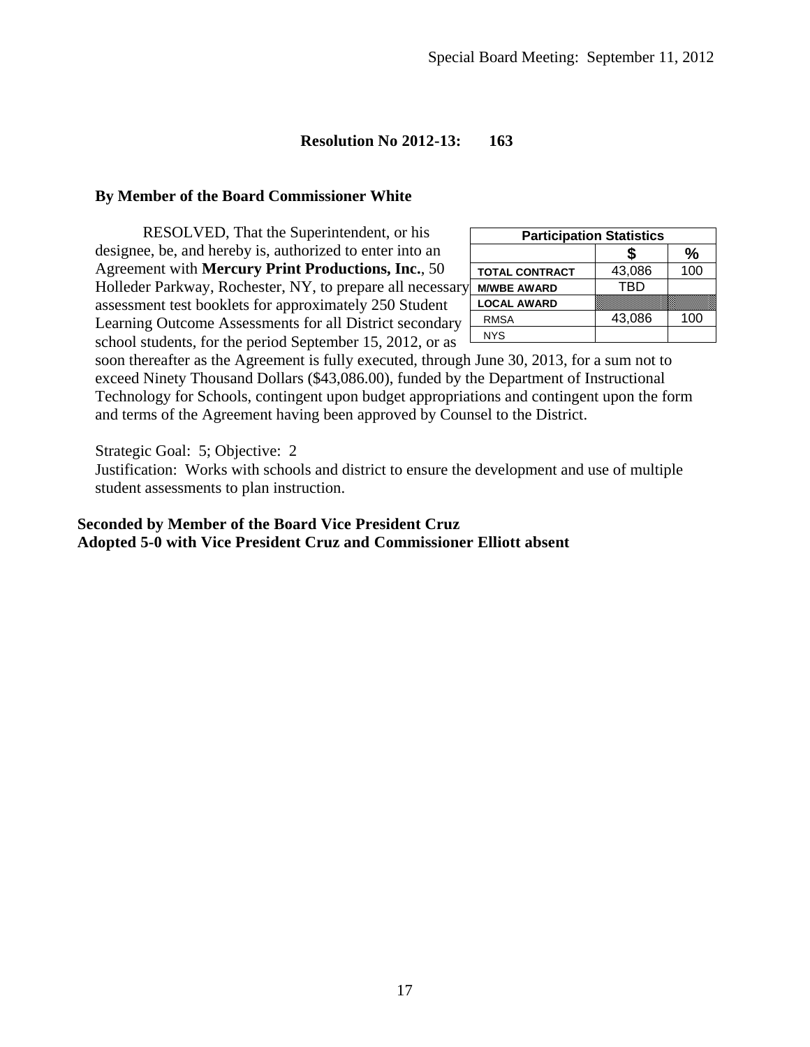Special Board Meeting: September 11, 2012

**Resolution No 2012-13: 163**

**By Member of the Board Commissioner White**

| Participation Statistics | | |
|---|---|---|
| | **$** | **%** |
| **TOTAL CONTRACT** | 43,086 | 100 |
| **M/WBE AWARD** | TBD | |
| **LOCAL AWARD** | | |
| RMSA | 43,086 | 100 |
| NYS | | |

RESOLVED, That the Superintendent, or his designee, be, and hereby is, authorized to enter into an Agreement with **Mercury Print Productions, Inc.**, 50 Holleder Parkway, Rochester, NY, to prepare all necessary assessment test booklets for approximately 250 Student Learning Outcome Assessments for all District secondary school students, for the period September 15, 2012, or as soon thereafter as the Agreement is fully executed, through June 30, 2013, for a sum not to exceed Ninety Thousand Dollars ($43,086.00), funded by the Department of Instructional Technology for Schools, contingent upon budget appropriations and contingent upon the form and terms of the Agreement having been approved by Counsel to the District.

Strategic Goal: 5; Objective: 2
Justification: Works with schools and district to ensure the development and use of multiple student assessments to plan instruction.

**Seconded by Member of the Board Vice President Cruz**
**Adopted 5-0 with Vice President Cruz and Commissioner Elliott absent**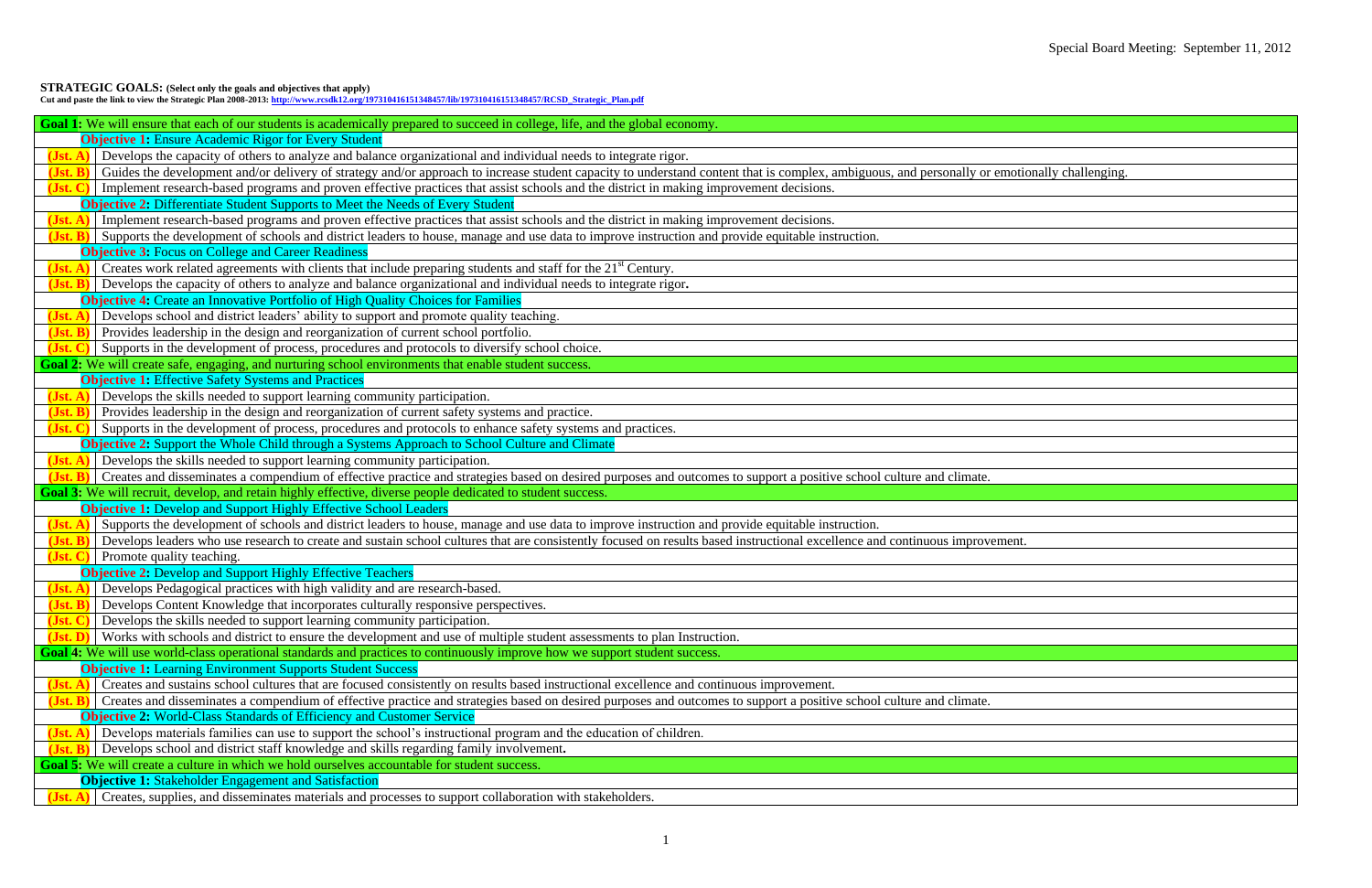**STRATEGIC GOALS: (Select only the goals and objectives that apply)**

**Cut and paste the link to view the Strategic Plan 2008-2013: http://www.rcsdk12.org/197310416151348457/lib/197310416151348457/RCSD_Strategic_Plan.pdf**

| | |
|---|---|
| **Goal 1:** We will ensure that each of our students is academically prepared to succeed in college, life, and the global economy. | |
| **Objective 1:** Ensure Academic Rigor for Every Student | |
| **(Jst. A)** | Develops the capacity of others to analyze and balance organizational and individual needs to integrate rigor. |
| **(Jst. B)** | Guides the development and/or delivery of strategy and/or approach to increase student capacity to understand content that is complex, ambiguous, and personally or emotionally challenging. |
| **(Jst. C)** | Implement research-based programs and proven effective practices that assist schools and the district in making improvement decisions. |
| **Objective 2:** Differentiate Student Supports to Meet the Needs of Every Student | |
| **(Jst. A)** | Implement research-based programs and proven effective practices that assist schools and the district in making improvement decisions. |
| **(Jst. B)** | Supports the development of schools and district leaders to house, manage and use data to improve instruction and provide equitable instruction. |
| **Objective 3:** Focus on College and Career Readiness | |
| **(Jst. A)** | Creates work related agreements with clients that include preparing students and staff for the 21st Century. |
| **(Jst. B)** | Develops the capacity of others to analyze and balance organizational and individual needs to integrate rigor**.** |
| **Objective 4:** Create an Innovative Portfolio of High Quality Choices for Families | |
| **(Jst. A)** | Develops school and district leaders' ability to support and promote quality teaching. |
| **(Jst. B)** | Provides leadership in the design and reorganization of current school portfolio. |
| **(Jst. C)** | Supports in the development of process, procedures and protocols to diversify school choice. |
| **Goal 2:** We will create safe, engaging, and nurturing school environments that enable student success. | |
| **Objective 1:** Effective Safety Systems and Practices | |
| **(Jst. A)** | Develops the skills needed to support learning community participation. |
| **(Jst. B)** | Provides leadership in the design and reorganization of current safety systems and practice. |
| **(Jst. C)** | Supports in the development of process, procedures and protocols to enhance safety systems and practices. |
| **Objective 2:** Support the Whole Child through a Systems Approach to School Culture and Climate | |
| **(Jst. A)** | Develops the skills needed to support learning community participation. |
| **(Jst. B)** | Creates and disseminates a compendium of effective practice and strategies based on desired purposes and outcomes to support a positive school culture and climate. |
| **Goal 3:** We will recruit, develop, and retain highly effective, diverse people dedicated to student success. | |
| **Objective 1:** Develop and Support Highly Effective School Leaders | |
| **(Jst. A)** | Supports the development of schools and district leaders to house, manage and use data to improve instruction and provide equitable instruction. |
| **(Jst. B)** | Develops leaders who use research to create and sustain school cultures that are consistently focused on results based instructional excellence and continuous improvement. |
| **(Jst. C)** | Promote quality teaching. |
| **Objective 2:** Develop and Support Highly Effective Teachers | |
| **(Jst. A)** | Develops Pedagogical practices with high validity and are research-based. |
| **(Jst. B)** | Develops Content Knowledge that incorporates culturally responsive perspectives. |
| **(Jst. C)** | Develops the skills needed to support learning community participation. |
| **(Jst. D)** | Works with schools and district to ensure the development and use of multiple student assessments to plan Instruction. |
| **Goal 4:** We will use world-class operational standards and practices to continuously improve how we support student success. | |
| **Objective 1:** Learning Environment Supports Student Success | |
| **(Jst. A)** | Creates and sustains school cultures that are focused consistently on results based instructional excellence and continuous improvement. |
| **(Jst. B)** | Creates and disseminates a compendium of effective practice and strategies based on desired purposes and outcomes to support a positive school culture and climate. |
| **Objective 2:** World-Class Standards of Efficiency and Customer Service | |
| **(Jst. A)** | Develops materials families can use to support the school's instructional program and the education of children. |
| **(Jst. B)** | Develops school and district staff knowledge and skills regarding family involvement**.** |
| **Goal 5:** We will create a culture in which we hold ourselves accountable for student success. | |
| **Objective 1:** Stakeholder Engagement and Satisfaction | |
| **(Jst. A)** | Creates, supplies, and disseminates materials and processes to support collaboration with stakeholders. |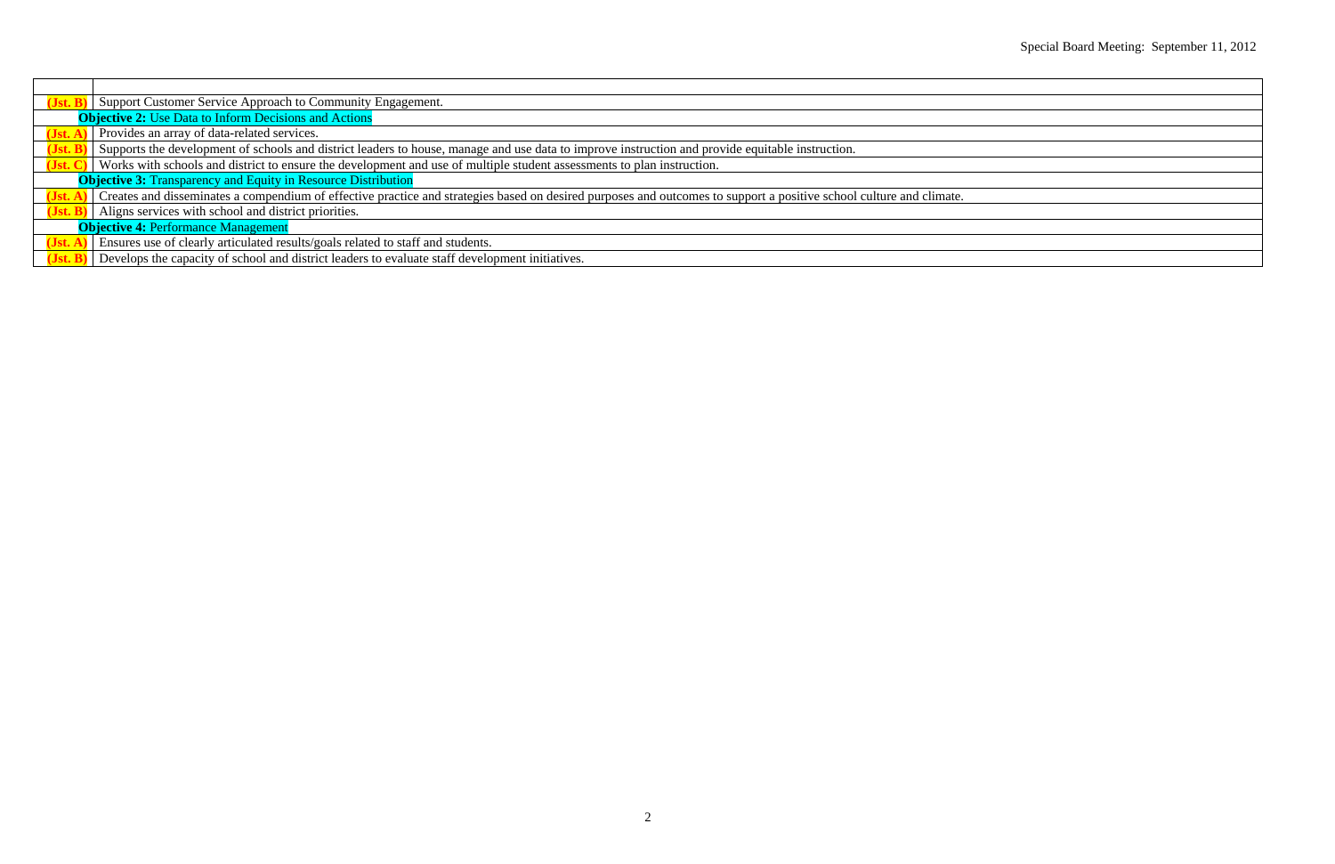| | |
|---|---|
| **(Jst. B)** | Support Customer Service Approach to Community Engagement. |
| **Objective 2:** Use Data to Inform Decisions and Actions | |
| **(Jst. A)** | Provides an array of data-related services. |
| **(Jst. B)** | Supports the development of schools and district leaders to house, manage and use data to improve instruction and provide equitable instruction. |
| **(Jst. C)** | Works with schools and district to ensure the development and use of multiple student assessments to plan instruction. |
| **Objective 3:** Transparency and Equity in Resource Distribution | |
| **(Jst. A)** | Creates and disseminates a compendium of effective practice and strategies based on desired purposes and outcomes to support a positive school culture and climate. |
| **(Jst. B)** | Aligns services with school and district priorities. |
| **Objective 4:** Performance Management | |
| **(Jst. A)** | Ensures use of clearly articulated results/goals related to staff and students. |
| **(Jst. B)** | Develops the capacity of school and district leaders to evaluate staff development initiatives. |